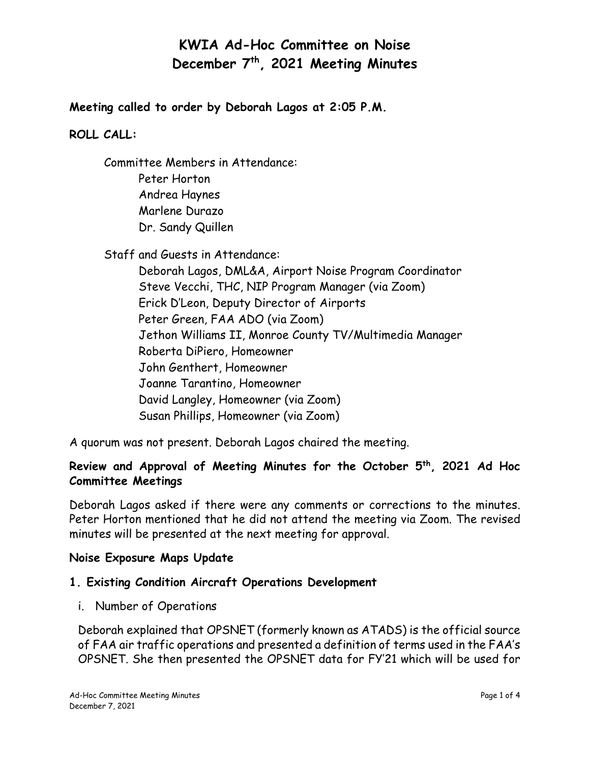# KWIA Ad-Hoc Committee on Noise
# December 7th, 2021 Meeting Minutes

**Meeting called to order by Deborah Lagos at 2:05 P.M.**

**ROLL CALL:**

Committee Members in Attendance:
- Peter Horton
- Andrea Haynes
- Marlene Durazo
- Dr. Sandy Quillen

Staff and Guests in Attendance:
- Deborah Lagos, DML&A, Airport Noise Program Coordinator
- Steve Vecchi, THC, NIP Program Manager (via Zoom)
- Erick D'Leon, Deputy Director of Airports
- Peter Green, FAA ADO (via Zoom)
- Jethon Williams II, Monroe County TV/Multimedia Manager
- Roberta DiPiero, Homeowner
- John Genthert, Homeowner
- Joanne Tarantino, Homeowner
- David Langley, Homeowner (via Zoom)
- Susan Phillips, Homeowner (via Zoom)

A quorum was not present. Deborah Lagos chaired the meeting.

**Review and Approval of Meeting Minutes for the October 5th, 2021 Ad Hoc Committee Meetings**

Deborah Lagos asked if there were any comments or corrections to the minutes. Peter Horton mentioned that he did not attend the meeting via Zoom. The revised minutes will be presented at the next meeting for approval.

**Noise Exposure Maps Update**

**1. Existing Condition Aircraft Operations Development**

i. Number of Operations

Deborah explained that OPSNET (formerly known as ATADS) is the official source of FAA air traffic operations and presented a definition of terms used in the FAA's OPSNET. She then presented the OPSNET data for FY'21 which will be used for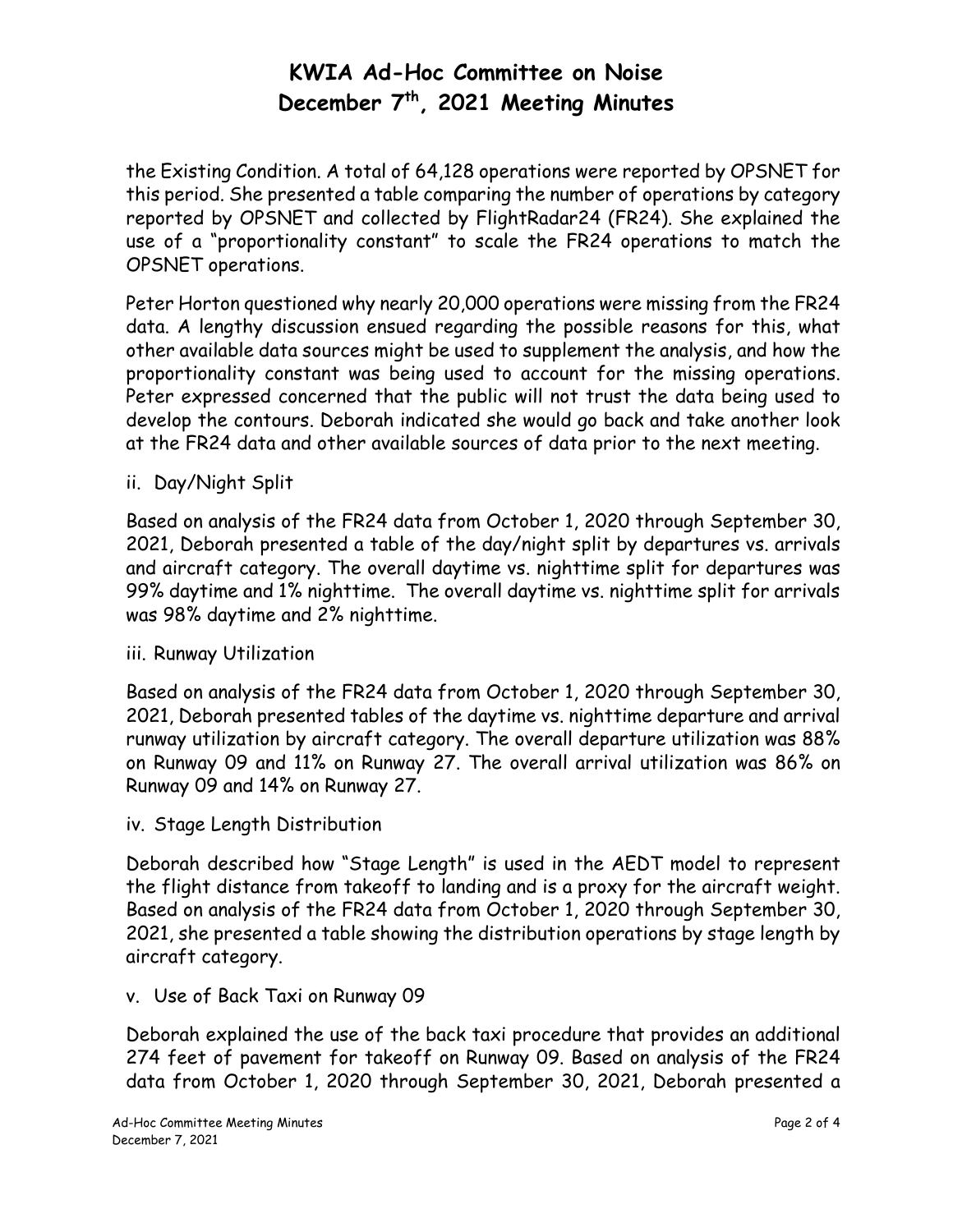the Existing Condition. A total of 64,128 operations were reported by OPSNET for this period. She presented a table comparing the number of operations by category reported by OPSNET and collected by FlightRadar24 (FR24). She explained the use of a "proportionality constant" to scale the FR24 operations to match the OPSNET operations.

Peter Horton questioned why nearly 20,000 operations were missing from the FR24 data. A lengthy discussion ensued regarding the possible reasons for this, what other available data sources might be used to supplement the analysis, and how the proportionality constant was being used to account for the missing operations. Peter expressed concerned that the public will not trust the data being used to develop the contours. Deborah indicated she would go back and take another look at the FR24 data and other available sources of data prior to the next meeting.

ii. Day/Night Split

Based on analysis of the FR24 data from October 1, 2020 through September 30, 2021, Deborah presented a table of the day/night split by departures vs. arrivals and aircraft category. The overall daytime vs. nighttime split for departures was 99% daytime and 1% nighttime. The overall daytime vs. nighttime split for arrivals was 98% daytime and 2% nighttime.

iii. Runway Utilization

Based on analysis of the FR24 data from October 1, 2020 through September 30, 2021, Deborah presented tables of the daytime vs. nighttime departure and arrival runway utilization by aircraft category. The overall departure utilization was 88% on Runway 09 and 11% on Runway 27. The overall arrival utilization was 86% on Runway 09 and 14% on Runway 27.

iv. Stage Length Distribution

Deborah described how "Stage Length" is used in the AEDT model to represent the flight distance from takeoff to landing and is a proxy for the aircraft weight. Based on analysis of the FR24 data from October 1, 2020 through September 30, 2021, she presented a table showing the distribution operations by stage length by aircraft category.

v. Use of Back Taxi on Runway 09

Deborah explained the use of the back taxi procedure that provides an additional 274 feet of pavement for takeoff on Runway 09. Based on analysis of the FR24 data from October 1, 2020 through September 30, 2021, Deborah presented a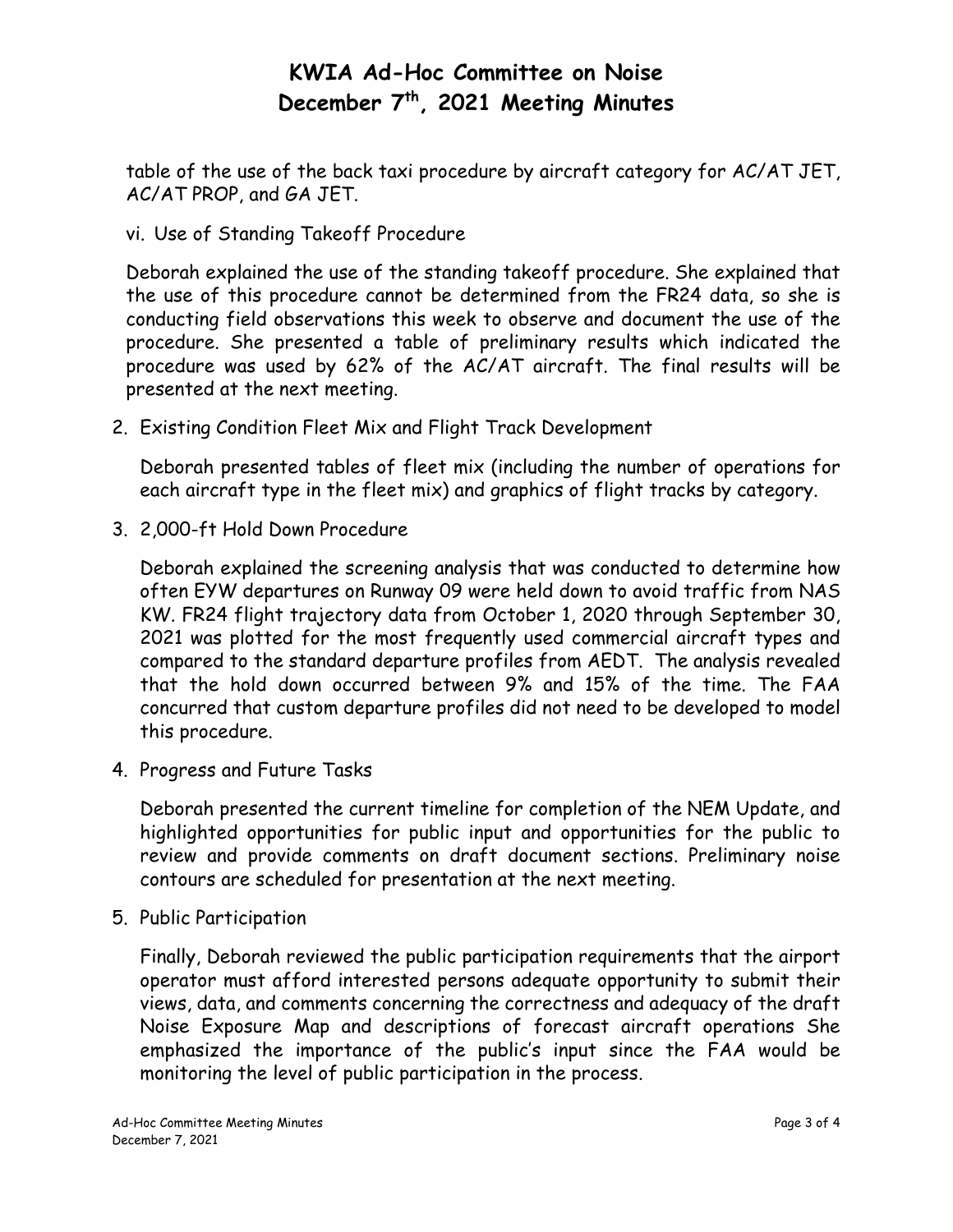table of the use of the back taxi procedure by aircraft category for AC/AT JET, AC/AT PROP, and GA JET.

vi. Use of Standing Takeoff Procedure

Deborah explained the use of the standing takeoff procedure. She explained that the use of this procedure cannot be determined from the FR24 data, so she is conducting field observations this week to observe and document the use of the procedure. She presented a table of preliminary results which indicated the procedure was used by 62% of the AC/AT aircraft. The final results will be presented at the next meeting.

2. Existing Condition Fleet Mix and Flight Track Development

   Deborah presented tables of fleet mix (including the number of operations for each aircraft type in the fleet mix) and graphics of flight tracks by category.

3. 2,000-ft Hold Down Procedure

   Deborah explained the screening analysis that was conducted to determine how often EYW departures on Runway 09 were held down to avoid traffic from NAS KW. FR24 flight trajectory data from October 1, 2020 through September 30, 2021 was plotted for the most frequently used commercial aircraft types and compared to the standard departure profiles from AEDT. The analysis revealed that the hold down occurred between 9% and 15% of the time. The FAA concurred that custom departure profiles did not need to be developed to model this procedure.

4. Progress and Future Tasks

   Deborah presented the current timeline for completion of the NEM Update, and highlighted opportunities for public input and opportunities for the public to review and provide comments on draft document sections. Preliminary noise contours are scheduled for presentation at the next meeting.

5. Public Participation

   Finally, Deborah reviewed the public participation requirements that the airport operator must afford interested persons adequate opportunity to submit their views, data, and comments concerning the correctness and adequacy of the draft Noise Exposure Map and descriptions of forecast aircraft operations She emphasized the importance of the public's input since the FAA would be monitoring the level of public participation in the process.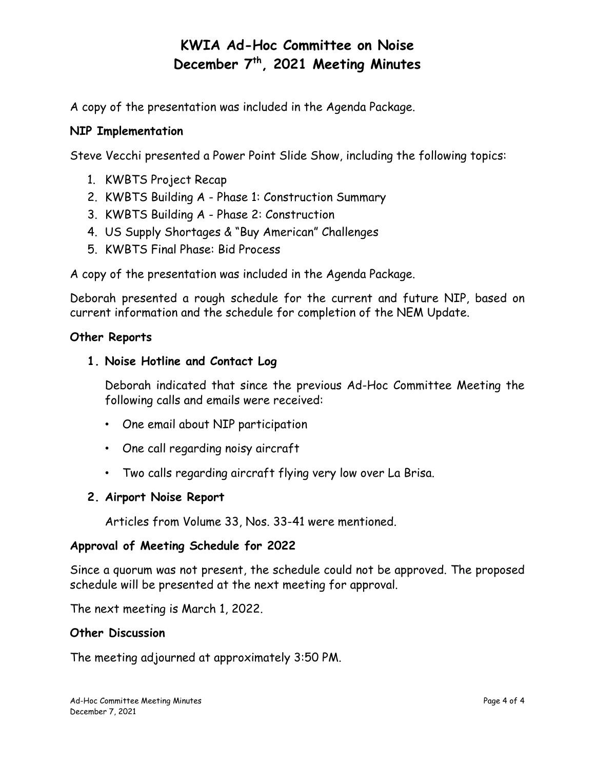# KWIA Ad-Hoc Committee on Noise
# December 7th, 2021 Meeting Minutes

A copy of the presentation was included in the Agenda Package.

**NIP Implementation**

Steve Vecchi presented a Power Point Slide Show, including the following topics:

1. KWBTS Project Recap
2. KWBTS Building A - Phase 1: Construction Summary
3. KWBTS Building A - Phase 2: Construction
4. US Supply Shortages & "Buy American" Challenges
5. KWBTS Final Phase: Bid Process

A copy of the presentation was included in the Agenda Package.

Deborah presented a rough schedule for the current and future NIP, based on current information and the schedule for completion of the NEM Update.

**Other Reports**

**1. Noise Hotline and Contact Log**

Deborah indicated that since the previous Ad-Hoc Committee Meeting the following calls and emails were received:

- One email about NIP participation
- One call regarding noisy aircraft
- Two calls regarding aircraft flying very low over La Brisa.

**2. Airport Noise Report**

Articles from Volume 33, Nos. 33-41 were mentioned.

**Approval of Meeting Schedule for 2022**

Since a quorum was not present, the schedule could not be approved. The proposed schedule will be presented at the next meeting for approval.

The next meeting is March 1, 2022.

**Other Discussion**

The meeting adjourned at approximately 3:50 PM.